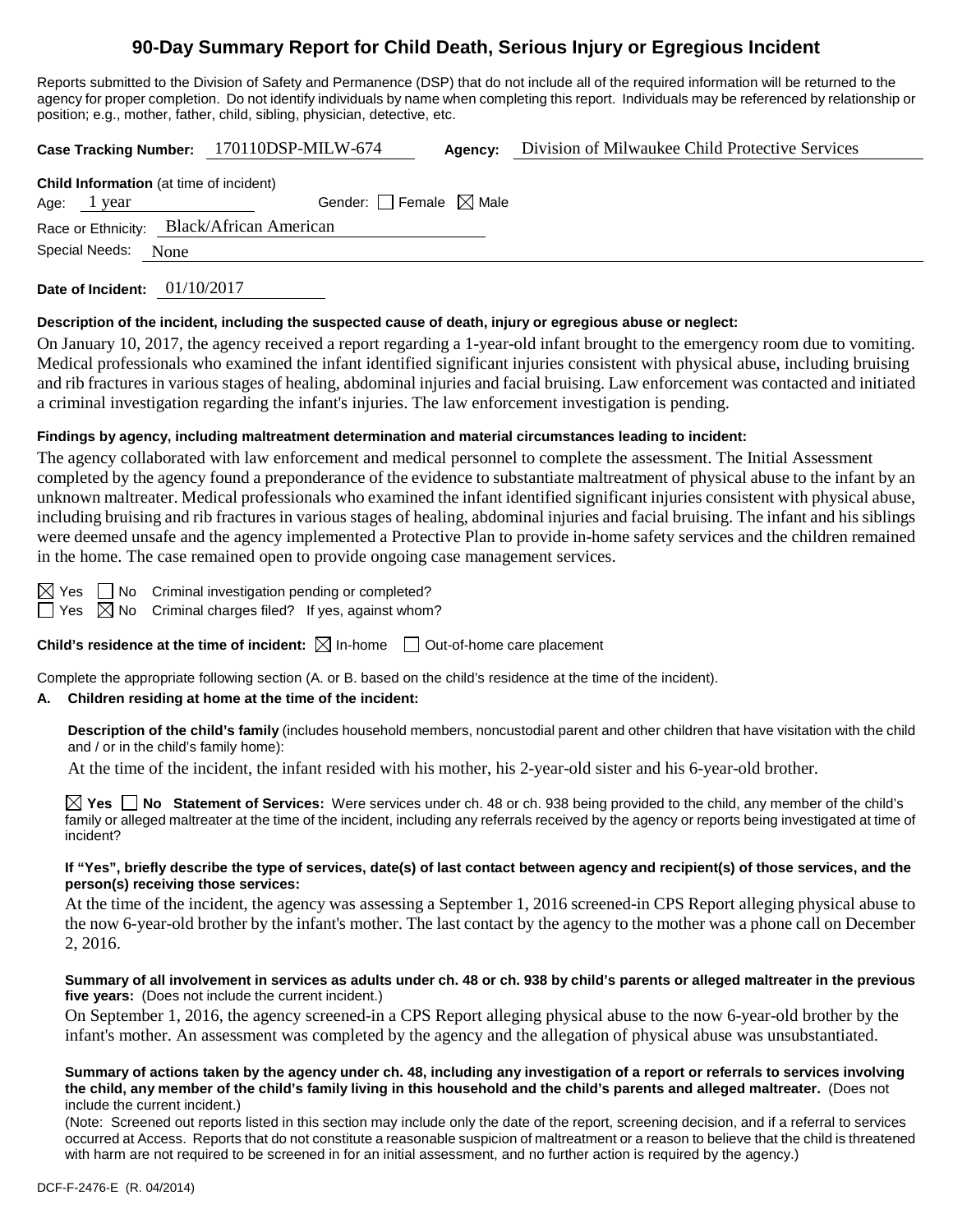# 90-Day Summary Report for Child Death, Serious Injury or Egregious Incident

Reports submitted to the Division of Safety and Permanence (DSP) that do not include all of the required information will be returned to the agency for proper completion. Do not identify individuals by name when completing this report. Individuals may be referenced by relationship or position; e.g., mother, father, child, sibling, physician, detective, etc.

**Case Tracking Number:** 170110DSP-MILW-674 **Agency:** Division of Milwaukee Child Protective Services

**Child Information** (at time of incident)

Age: 1 year Gender: ☐ Female ☒ Male

Race or Ethnicity: Black/African American

Special Needs: None

**Date of Incident:** 01/10/2017

**Description of the incident, including the suspected cause of death, injury or egregious abuse or neglect:**

On January 10, 2017, the agency received a report regarding a 1-year-old infant brought to the emergency room due to vomiting. Medical professionals who examined the infant identified significant injuries consistent with physical abuse, including bruising and rib fractures in various stages of healing, abdominal injuries and facial bruising. Law enforcement was contacted and initiated a criminal investigation regarding the infant's injuries. The law enforcement investigation is pending.

**Findings by agency, including maltreatment determination and material circumstances leading to incident:**

The agency collaborated with law enforcement and medical personnel to complete the assessment. The Initial Assessment completed by the agency found a preponderance of the evidence to substantiate maltreatment of physical abuse to the infant by an unknown maltreater. Medical professionals who examined the infant identified significant injuries consistent with physical abuse, including bruising and rib fractures in various stages of healing, abdominal injuries and facial bruising. The infant and his siblings were deemed unsafe and the agency implemented a Protective Plan to provide in-home safety services and the children remained in the home. The case remained open to provide ongoing case management services.

☒ Yes ☐ No Criminal investigation pending or completed?

☐ Yes ☒ No Criminal charges filed? If yes, against whom?

**Child's residence at the time of incident:** ☒ In-home ☐ Out-of-home care placement

Complete the appropriate following section (A. or B. based on the child's residence at the time of the incident).

**A. Children residing at home at the time of the incident:**

**Description of the child's family** (includes household members, noncustodial parent and other children that have visitation with the child and / or in the child's family home):

At the time of the incident, the infant resided with his mother, his 2-year-old sister and his 6-year-old brother.

☒ **Yes** ☐ **No Statement of Services:** Were services under ch. 48 or ch. 938 being provided to the child, any member of the child's family or alleged maltreater at the time of the incident, including any referrals received by the agency or reports being investigated at time of incident?

**If "Yes", briefly describe the type of services, date(s) of last contact between agency and recipient(s) of those services, and the person(s) receiving those services:**

At the time of the incident, the agency was assessing a September 1, 2016 screened-in CPS Report alleging physical abuse to the now 6-year-old brother by the infant's mother. The last contact by the agency to the mother was a phone call on December 2, 2016.

**Summary of all involvement in services as adults under ch. 48 or ch. 938 by child's parents or alleged maltreater in the previous five years:** (Does not include the current incident.)

On September 1, 2016, the agency screened-in a CPS Report alleging physical abuse to the now 6-year-old brother by the infant's mother. An assessment was completed by the agency and the allegation of physical abuse was unsubstantiated.

**Summary of actions taken by the agency under ch. 48, including any investigation of a report or referrals to services involving the child, any member of the child's family living in this household and the child's parents and alleged maltreater.** (Does not include the current incident.)

(Note: Screened out reports listed in this section may include only the date of the report, screening decision, and if a referral to services occurred at Access. Reports that do not constitute a reasonable suspicion of maltreatment or a reason to believe that the child is threatened with harm are not required to be screened in for an initial assessment, and no further action is required by the agency.)

DCF-F-2476-E (R. 04/2014)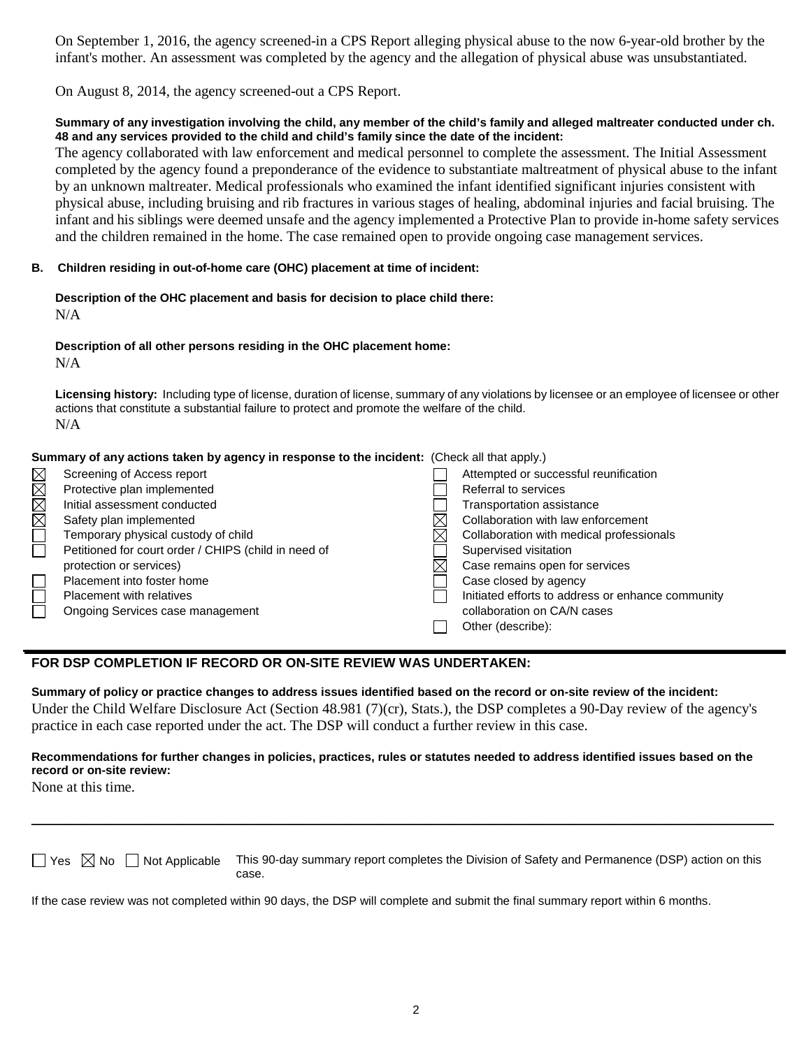On September 1, 2016, the agency screened-in a CPS Report alleging physical abuse to the now 6-year-old brother by the infant's mother. An assessment was completed by the agency and the allegation of physical abuse was unsubstantiated.

On August 8, 2014, the agency screened-out a CPS Report.

**Summary of any investigation involving the child, any member of the child's family and alleged maltreater conducted under ch. 48 and any services provided to the child and child's family since the date of the incident:**

The agency collaborated with law enforcement and medical personnel to complete the assessment. The Initial Assessment completed by the agency found a preponderance of the evidence to substantiate maltreatment of physical abuse to the infant by an unknown maltreater. Medical professionals who examined the infant identified significant injuries consistent with physical abuse, including bruising and rib fractures in various stages of healing, abdominal injuries and facial bruising. The infant and his siblings were deemed unsafe and the agency implemented a Protective Plan to provide in-home safety services and the children remained in the home. The case remained open to provide ongoing case management services.

**B. Children residing in out-of-home care (OHC) placement at time of incident:**

**Description of the OHC placement and basis for decision to place child there:**

N/A

**Description of all other persons residing in the OHC placement home:**

N/A

**Licensing history:** Including type of license, duration of license, summary of any violations by licensee or an employee of licensee or other actions that constitute a substantial failure to protect and promote the welfare of the child.

N/A

**Summary of any actions taken by agency in response to the incident:** (Check all that apply.)

- [x] Screening of Access report
- [x] Protective plan implemented
- [x] Initial assessment conducted
- [x] Safety plan implemented
- [ ] Temporary physical custody of child
- [ ] Petitioned for court order / CHIPS (child in need of protection or services)
- [ ] Placement into foster home
- [ ] Placement with relatives
- [ ] Ongoing Services case management
- [ ] Attempted or successful reunification
- [ ] Referral to services
- [ ] Transportation assistance
- [x] Collaboration with law enforcement
- [x] Collaboration with medical professionals
- [ ] Supervised visitation
- [x] Case remains open for services
- [ ] Case closed by agency
- [ ] Initiated efforts to address or enhance community collaboration on CA/N cases
- [ ] Other (describe):

## FOR DSP COMPLETION IF RECORD OR ON-SITE REVIEW WAS UNDERTAKEN:

**Summary of policy or practice changes to address issues identified based on the record or on-site review of the incident:**

Under the Child Welfare Disclosure Act (Section 48.981 (7)(cr), Stats.), the DSP completes a 90-Day review of the agency's practice in each case reported under the act. The DSP will conduct a further review in this case.

**Recommendations for further changes in policies, practices, rules or statutes needed to address identified issues based on the record or on-site review:**

None at this time.

---

☐ Yes ☒ No ☐ Not Applicable — This 90-day summary report completes the Division of Safety and Permanence (DSP) action on this case.

If the case review was not completed within 90 days, the DSP will complete and submit the final summary report within 6 months.